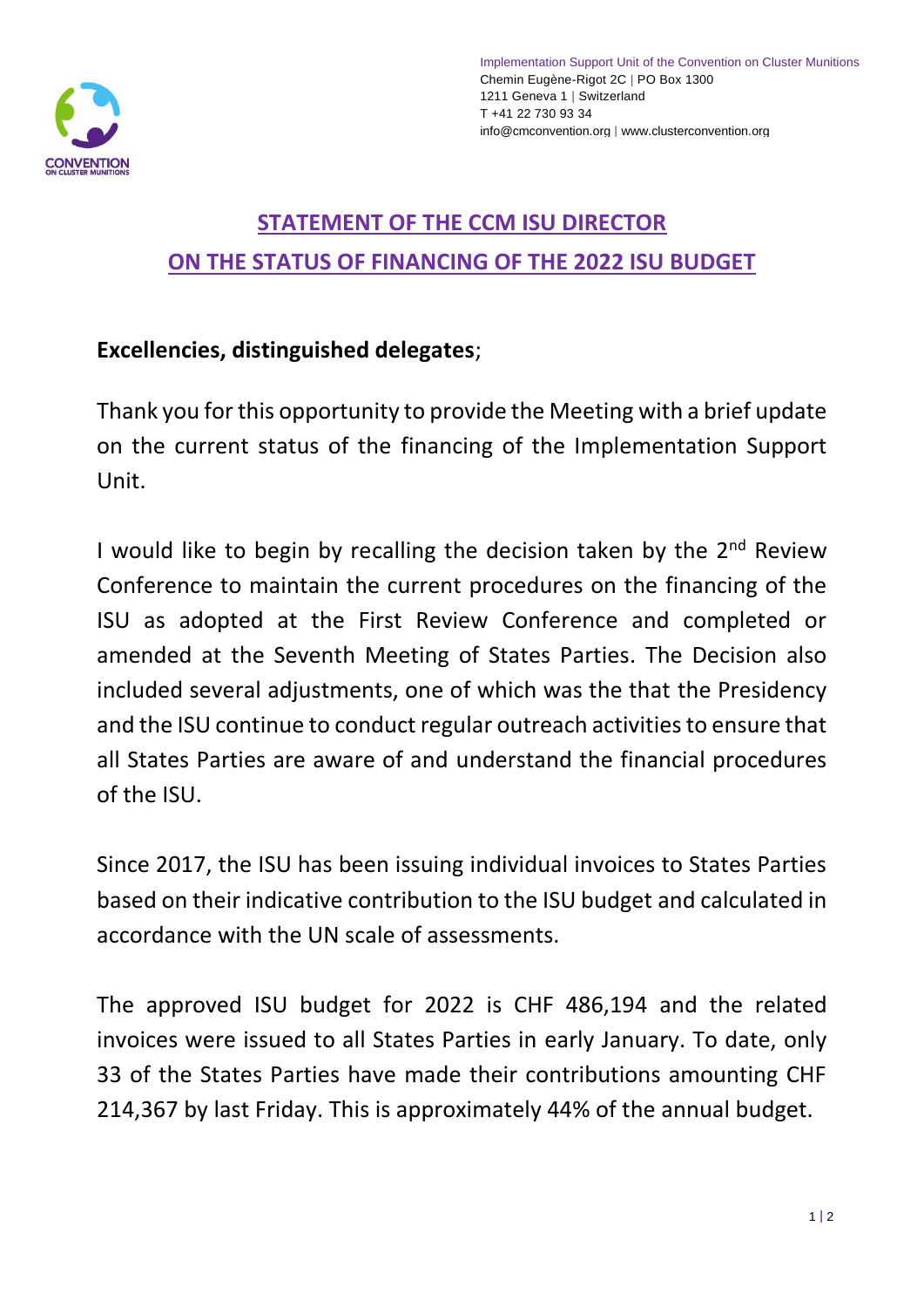Implementation Support Unit of the Convention on Cluster Munitions
Chemin Eugène-Rigot 2C | PO Box 1300
1211 Geneva 1 | Switzerland
T +41 22 730 93 34
info@cmconvention.org | www.clusterconvention.org

# STATEMENT OF THE CCM ISU DIRECTOR
# ON THE STATUS OF FINANCING OF THE 2022 ISU BUDGET

**Excellencies, distinguished delegates**;

Thank you for this opportunity to provide the Meeting with a brief update on the current status of the financing of the Implementation Support Unit.

I would like to begin by recalling the decision taken by the 2nd Review Conference to maintain the current procedures on the financing of the ISU as adopted at the First Review Conference and completed or amended at the Seventh Meeting of States Parties. The Decision also included several adjustments, one of which was the that the Presidency and the ISU continue to conduct regular outreach activities to ensure that all States Parties are aware of and understand the financial procedures of the ISU.

Since 2017, the ISU has been issuing individual invoices to States Parties based on their indicative contribution to the ISU budget and calculated in accordance with the UN scale of assessments.

The approved ISU budget for 2022 is CHF 486,194 and the related invoices were issued to all States Parties in early January. To date, only 33 of the States Parties have made their contributions amounting CHF 214,367 by last Friday. This is approximately 44% of the annual budget.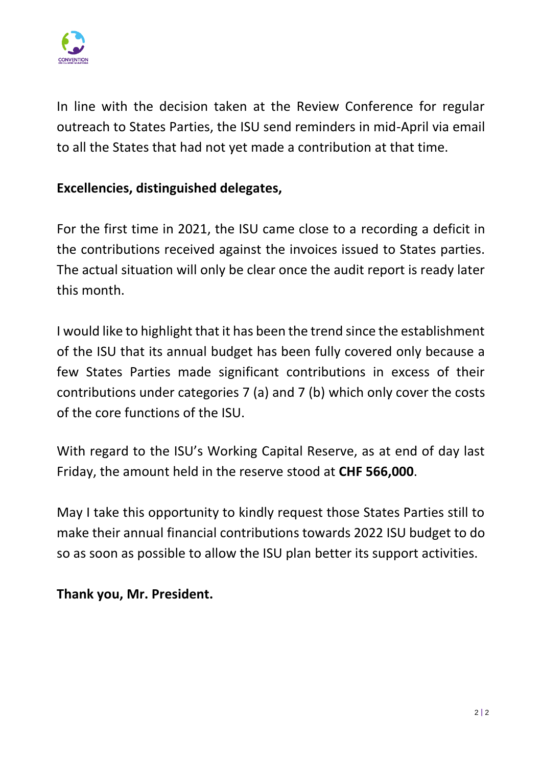In line with the decision taken at the Review Conference for regular outreach to States Parties, the ISU send reminders in mid-April via email to all the States that had not yet made a contribution at that time.

**Excellencies, distinguished delegates,**

For the first time in 2021, the ISU came close to a recording a deficit in the contributions received against the invoices issued to States parties. The actual situation will only be clear once the audit report is ready later this month.

I would like to highlight that it has been the trend since the establishment of the ISU that its annual budget has been fully covered only because a few States Parties made significant contributions in excess of their contributions under categories 7 (a) and 7 (b) which only cover the costs of the core functions of the ISU.

With regard to the ISU's Working Capital Reserve, as at end of day last Friday, the amount held in the reserve stood at **CHF 566,000**.

May I take this opportunity to kindly request those States Parties still to make their annual financial contributions towards 2022 ISU budget to do so as soon as possible to allow the ISU plan better its support activities.

**Thank you, Mr. President.**